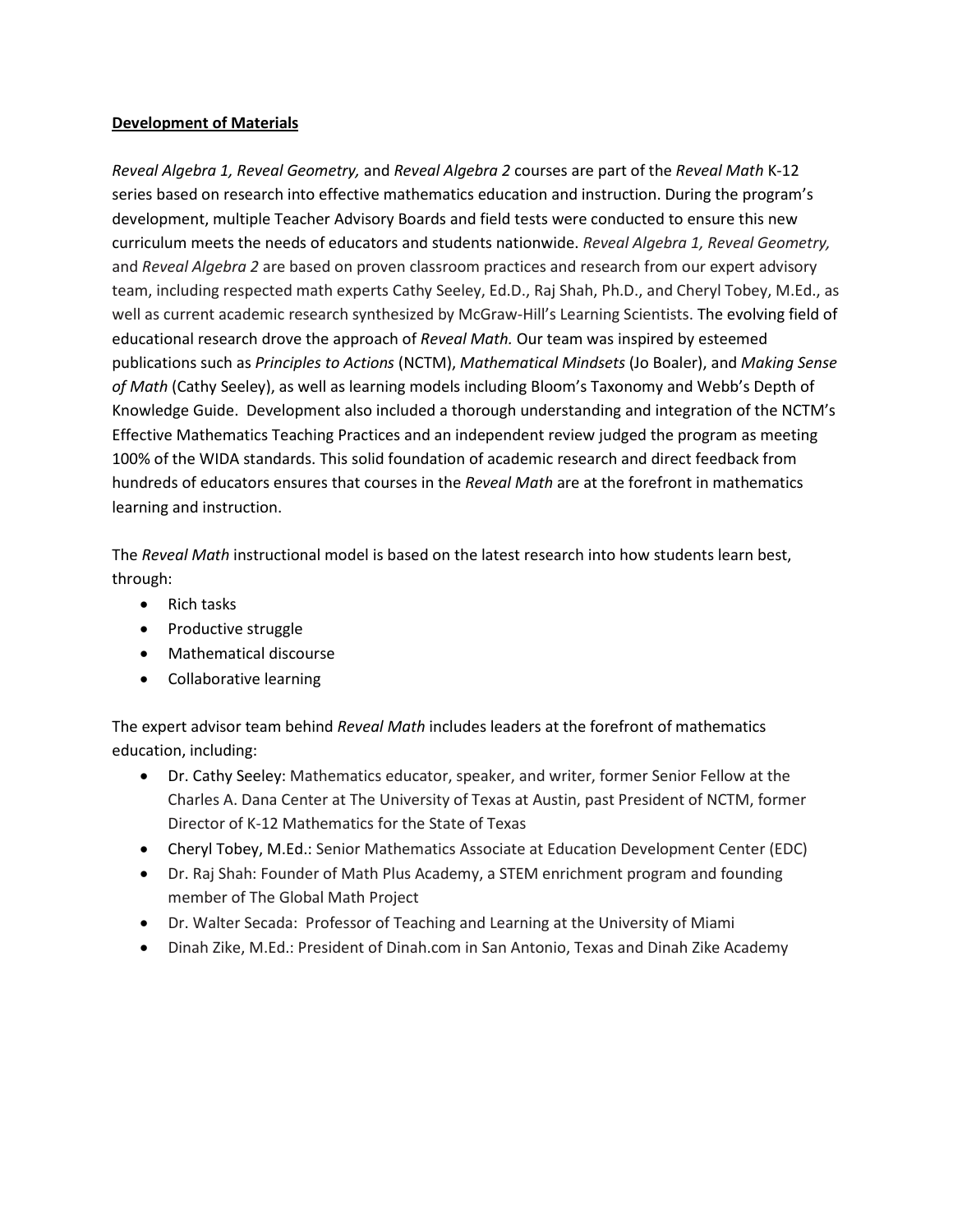**Development of Materials**

*Reveal Algebra 1, Reveal Geometry,* and *Reveal Algebra 2* courses are part of the *Reveal Math* K-12 series based on research into effective mathematics education and instruction. During the program's development, multiple Teacher Advisory Boards and field tests were conducted to ensure this new curriculum meets the needs of educators and students nationwide. *Reveal Algebra 1, Reveal Geometry,* and *Reveal Algebra 2* are based on proven classroom practices and research from our expert advisory team, including respected math experts Cathy Seeley, Ed.D., Raj Shah, Ph.D., and Cheryl Tobey, M.Ed., as well as current academic research synthesized by McGraw-Hill's Learning Scientists. The evolving field of educational research drove the approach of *Reveal Math.* Our team was inspired by esteemed publications such as *Principles to Actions* (NCTM), *Mathematical Mindsets* (Jo Boaler), and *Making Sense of Math* (Cathy Seeley), as well as learning models including Bloom's Taxonomy and Webb's Depth of Knowledge Guide. Development also included a thorough understanding and integration of the NCTM's Effective Mathematics Teaching Practices and an independent review judged the program as meeting 100% of the WIDA standards. This solid foundation of academic research and direct feedback from hundreds of educators ensures that courses in the *Reveal Math* are at the forefront in mathematics learning and instruction.

The *Reveal Math* instructional model is based on the latest research into how students learn best, through:

- Rich tasks
- Productive struggle
- Mathematical discourse
- Collaborative learning

The expert advisor team behind *Reveal Math* includes leaders at the forefront of mathematics education, including:

- Dr. Cathy Seeley: Mathematics educator, speaker, and writer, former Senior Fellow at the Charles A. Dana Center at The University of Texas at Austin, past President of NCTM, former Director of K-12 Mathematics for the State of Texas
- Cheryl Tobey, M.Ed.: Senior Mathematics Associate at Education Development Center (EDC)
- Dr. Raj Shah: Founder of Math Plus Academy, a STEM enrichment program and founding member of The Global Math Project
- Dr. Walter Secada: Professor of Teaching and Learning at the University of Miami
- Dinah Zike, M.Ed.: President of Dinah.com in San Antonio, Texas and Dinah Zike Academy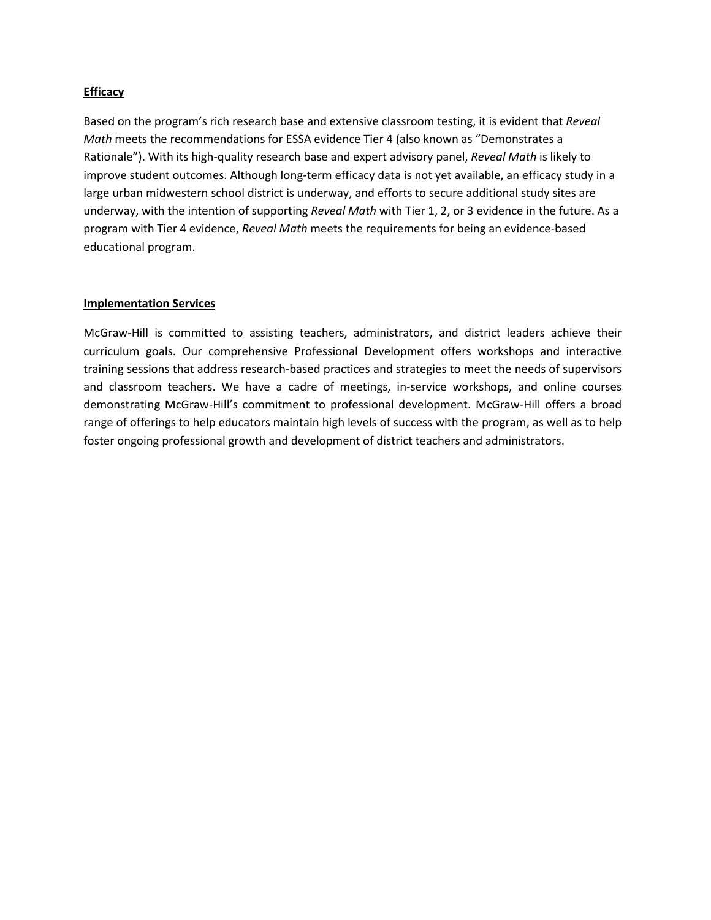**Efficacy**

Based on the program's rich research base and extensive classroom testing, it is evident that *Reveal Math* meets the recommendations for ESSA evidence Tier 4 (also known as "Demonstrates a Rationale"). With its high-quality research base and expert advisory panel, *Reveal Math* is likely to improve student outcomes. Although long-term efficacy data is not yet available, an efficacy study in a large urban midwestern school district is underway, and efforts to secure additional study sites are underway, with the intention of supporting *Reveal Math* with Tier 1, 2, or 3 evidence in the future. As a program with Tier 4 evidence, *Reveal Math* meets the requirements for being an evidence-based educational program.

**Implementation Services**

McGraw-Hill is committed to assisting teachers, administrators, and district leaders achieve their curriculum goals. Our comprehensive Professional Development offers workshops and interactive training sessions that address research-based practices and strategies to meet the needs of supervisors and classroom teachers. We have a cadre of meetings, in-service workshops, and online courses demonstrating McGraw-Hill's commitment to professional development. McGraw-Hill offers a broad range of offerings to help educators maintain high levels of success with the program, as well as to help foster ongoing professional growth and development of district teachers and administrators.